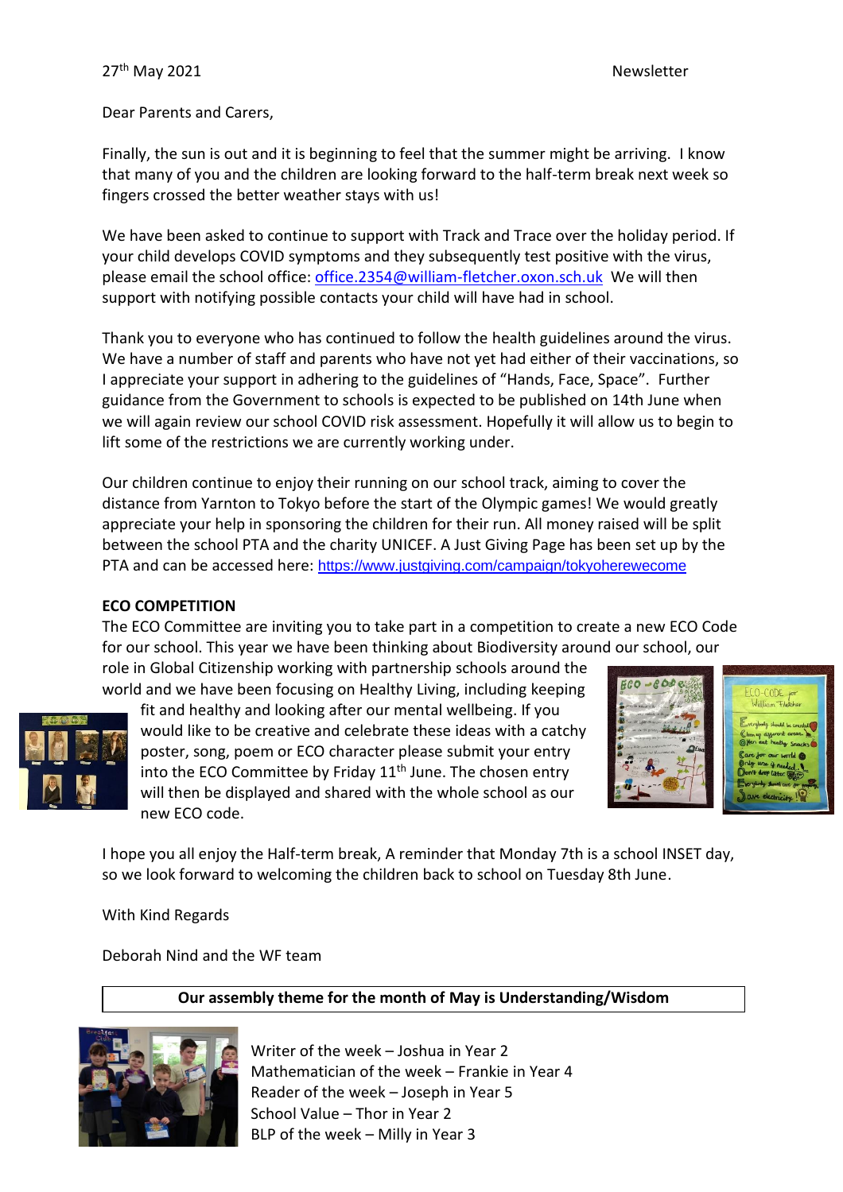27th May 2021 Newsletter

Dear Parents and Carers,

Finally, the sun is out and it is beginning to feel that the summer might be arriving. I know that many of you and the children are looking forward to the half-term break next week so fingers crossed the better weather stays with us!

We have been asked to continue to support with Track and Trace over the holiday period. If your child develops COVID symptoms and they subsequently test positive with the virus, please email the school office: office.2354@william-fletcher.oxon.sch.uk We will then support with notifying possible contacts your child will have had in school.

Thank you to everyone who has continued to follow the health guidelines around the virus. We have a number of staff and parents who have not yet had either of their vaccinations, so I appreciate your support in adhering to the guidelines of "Hands, Face, Space". Further guidance from the Government to schools is expected to be published on 14th June when we will again review our school COVID risk assessment. Hopefully it will allow us to begin to lift some of the restrictions we are currently working under.

Our children continue to enjoy their running on our school track, aiming to cover the distance from Yarnton to Tokyo before the start of the Olympic games! We would greatly appreciate your help in sponsoring the children for their run. All money raised will be split between the school PTA and the charity UNICEF. A Just Giving Page has been set up by the PTA and can be accessed here: https://www.justgiving.com/campaign/tokyoherewecome

**ECO COMPETITION**

The ECO Committee are inviting you to take part in a competition to create a new ECO Code for our school. This year we have been thinking about Biodiversity around our school, our role in Global Citizenship working with partnership schools around the world and we have been focusing on Healthy Living, including keeping fit and healthy and looking after our mental wellbeing. If you would like to be creative and celebrate these ideas with a catchy poster, song, poem or ECO character please submit your entry into the ECO Committee by Friday 11th June. The chosen entry will then be displayed and shared with the whole school as our new ECO code.

I hope you all enjoy the Half-term break, A reminder that Monday 7th is a school INSET day, so we look forward to welcoming the children back to school on Tuesday 8th June.

With Kind Regards

Deborah Nind and the WF team

**Our assembly theme for the month of May is Understanding/Wisdom**

Writer of the week – Joshua in Year 2
Mathematician of the week – Frankie in Year 4
Reader of the week – Joseph in Year 5
School Value – Thor in Year 2
BLP of the week – Milly in Year 3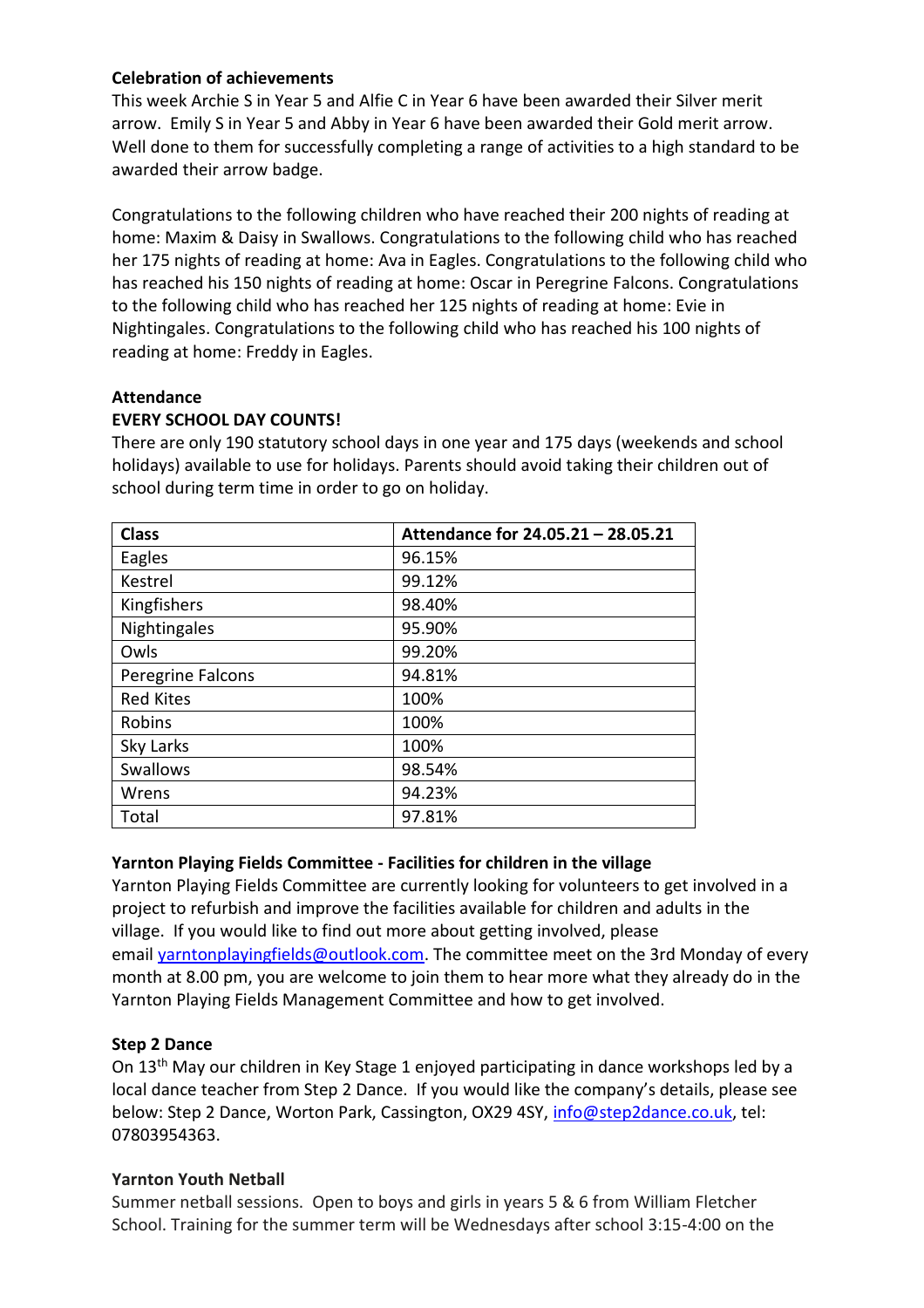**Celebration of achievements**

This week Archie S in Year 5 and Alfie C in Year 6 have been awarded their Silver merit arrow. Emily S in Year 5 and Abby in Year 6 have been awarded their Gold merit arrow. Well done to them for successfully completing a range of activities to a high standard to be awarded their arrow badge.

Congratulations to the following children who have reached their 200 nights of reading at home: Maxim & Daisy in Swallows. Congratulations to the following child who has reached her 175 nights of reading at home: Ava in Eagles. Congratulations to the following child who has reached his 150 nights of reading at home: Oscar in Peregrine Falcons. Congratulations to the following child who has reached her 125 nights of reading at home: Evie in Nightingales. Congratulations to the following child who has reached his 100 nights of reading at home: Freddy in Eagles.

**Attendance**

**EVERY SCHOOL DAY COUNTS!**

There are only 190 statutory school days in one year and 175 days (weekends and school holidays) available to use for holidays. Parents should avoid taking their children out of school during term time in order to go on holiday.

| Class | Attendance for 24.05.21 – 28.05.21 |
|---|---|
| Eagles | 96.15% |
| Kestrel | 99.12% |
| Kingfishers | 98.40% |
| Nightingales | 95.90% |
| Owls | 99.20% |
| Peregrine Falcons | 94.81% |
| Red Kites | 100% |
| Robins | 100% |
| Sky Larks | 100% |
| Swallows | 98.54% |
| Wrens | 94.23% |
| Total | 97.81% |

**Yarnton Playing Fields Committee - Facilities for children in the village**

Yarnton Playing Fields Committee are currently looking for volunteers to get involved in a project to refurbish and improve the facilities available for children and adults in the village. If you would like to find out more about getting involved, please email yarntonplayingfields@outlook.com. The committee meet on the 3rd Monday of every month at 8.00 pm, you are welcome to join them to hear more what they already do in the Yarnton Playing Fields Management Committee and how to get involved.

**Step 2 Dance**

On 13th May our children in Key Stage 1 enjoyed participating in dance workshops led by a local dance teacher from Step 2 Dance. If you would like the company's details, please see below: Step 2 Dance, Worton Park, Cassington, OX29 4SY, info@step2dance.co.uk, tel: 07803954363.

**Yarnton Youth Netball**

Summer netball sessions. Open to boys and girls in years 5 & 6 from William Fletcher School. Training for the summer term will be Wednesdays after school 3:15-4:00 on the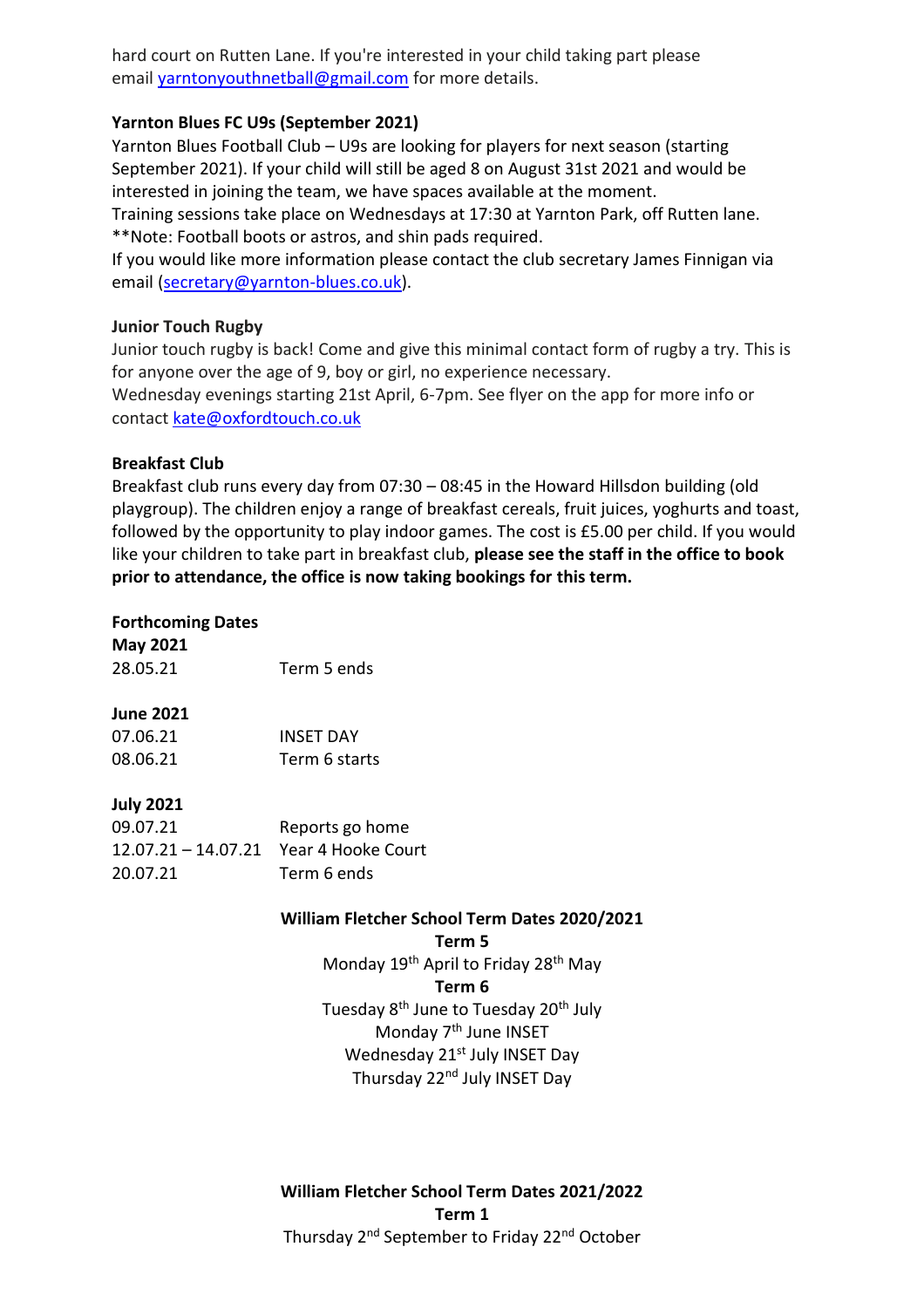hard court on Rutten Lane. If you're interested in your child taking part please email yarntonyouthnetball@gmail.com for more details.

**Yarnton Blues FC U9s (September 2021)**

Yarnton Blues Football Club – U9s are looking for players for next season (starting September 2021). If your child will still be aged 8 on August 31st 2021 and would be interested in joining the team, we have spaces available at the moment.
Training sessions take place on Wednesdays at 17:30 at Yarnton Park, off Rutten lane.
**Note: Football boots or astros, and shin pads required.
If you would like more information please contact the club secretary James Finnigan via email (secretary@yarnton-blues.co.uk).

**Junior Touch Rugby**

Junior touch rugby is back! Come and give this minimal contact form of rugby a try. This is for anyone over the age of 9, boy or girl, no experience necessary.
Wednesday evenings starting 21st April, 6-7pm. See flyer on the app for more info or contact kate@oxfordtouch.co.uk

**Breakfast Club**

Breakfast club runs every day from 07:30 – 08:45 in the Howard Hillsdon building (old playgroup). The children enjoy a range of breakfast cereals, fruit juices, yoghurts and toast, followed by the opportunity to play indoor games. The cost is £5.00 per child. If you would like your children to take part in breakfast club, **please see the staff in the office to book prior to attendance, the office is now taking bookings for this term.**

**Forthcoming Dates**

**May 2021**

| | |
|---|---|
| 28.05.21 | Term 5 ends |

**June 2021**

| | |
|---|---|
| 07.06.21 | INSET DAY |
| 08.06.21 | Term 6 starts |

**July 2021**

| | |
|---|---|
| 09.07.21 | Reports go home |
| 12.07.21 – 14.07.21 | Year 4 Hooke Court |
| 20.07.21 | Term 6 ends |

**William Fletcher School Term Dates 2020/2021**

**Term 5**
Monday 19th April to Friday 28th May

**Term 6**
Tuesday 8th June to Tuesday 20th July
Monday 7th June INSET
Wednesday 21st July INSET Day
Thursday 22nd July INSET Day

**William Fletcher School Term Dates 2021/2022**

**Term 1**
Thursday 2nd September to Friday 22nd October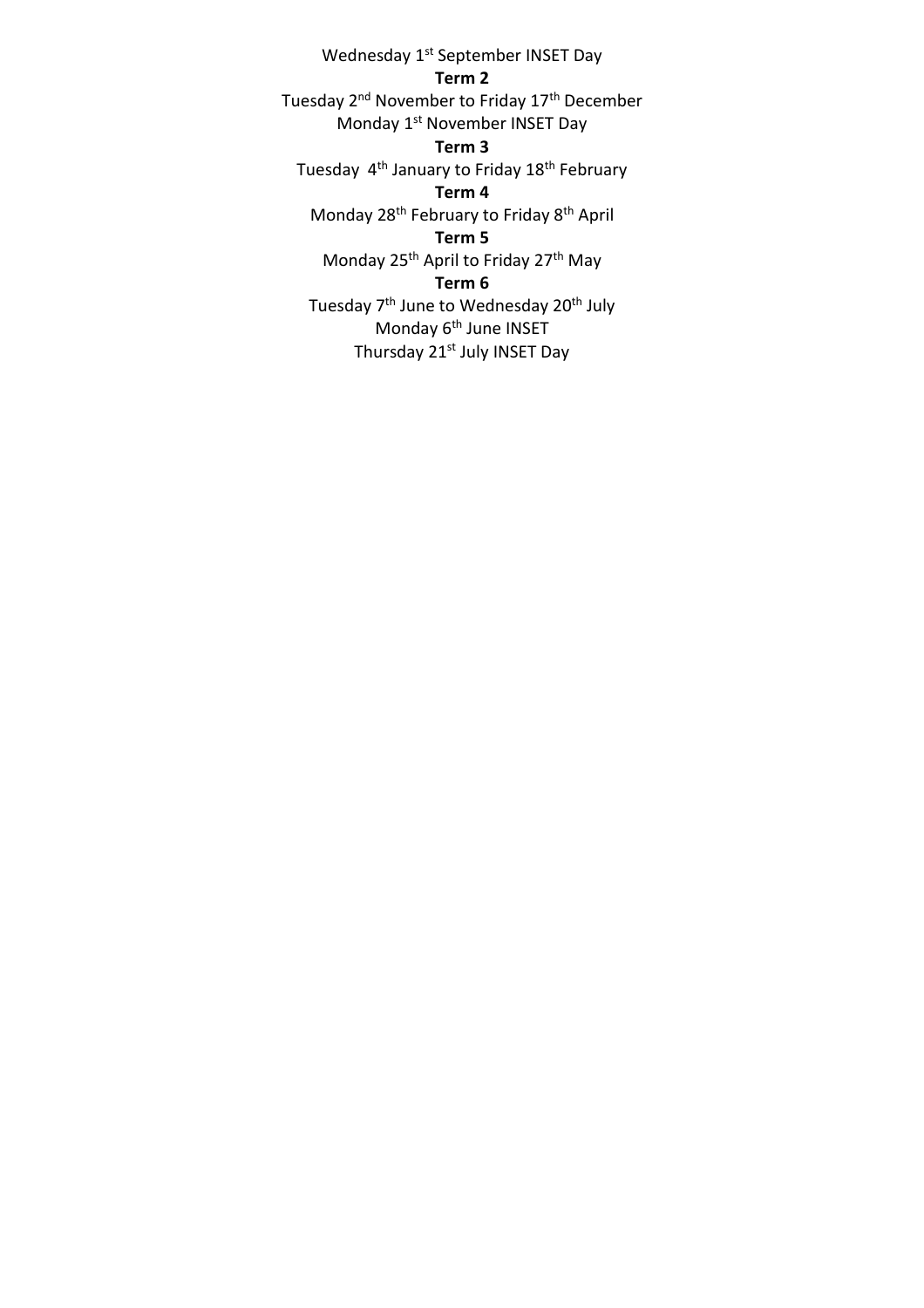Wednesday 1st September INSET Day

**Term 2**

Tuesday 2nd November to Friday 17th December

Monday 1st November INSET Day

**Term 3**

Tuesday 4th January to Friday 18th February

**Term 4**

Monday 28th February to Friday 8th April

**Term 5**

Monday 25th April to Friday 27th May

**Term 6**

Tuesday 7th June to Wednesday 20th July

Monday 6th June INSET

Thursday 21st July INSET Day